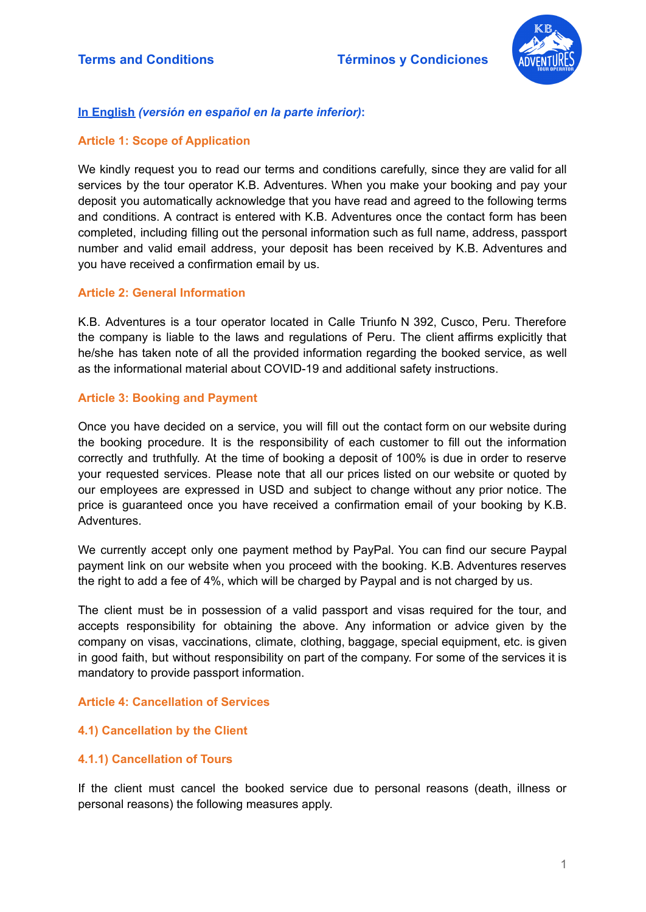**Terms and Conditions** **Términos y Condiciones**

**In English** ***(versión en español en la parte inferior)*****:**

## Article 1: Scope of Application

We kindly request you to read our terms and conditions carefully, since they are valid for all services by the tour operator K.B. Adventures. When you make your booking and pay your deposit you automatically acknowledge that you have read and agreed to the following terms and conditions. A contract is entered with K.B. Adventures once the contact form has been completed, including filling out the personal information such as full name, address, passport number and valid email address, your deposit has been received by K.B. Adventures and you have received a confirmation email by us.

## Article 2: General Information

K.B. Adventures is a tour operator located in Calle Triunfo N 392, Cusco, Peru. Therefore the company is liable to the laws and regulations of Peru. The client affirms explicitly that he/she has taken note of all the provided information regarding the booked service, as well as the informational material about COVID-19 and additional safety instructions.

## Article 3: Booking and Payment

Once you have decided on a service, you will fill out the contact form on our website during the booking procedure. It is the responsibility of each customer to fill out the information correctly and truthfully. At the time of booking a deposit of 100% is due in order to reserve your requested services. Please note that all our prices listed on our website or quoted by our employees are expressed in USD and subject to change without any prior notice. The price is guaranteed once you have received a confirmation email of your booking by K.B. Adventures.

We currently accept only one payment method by PayPal. You can find our secure Paypal payment link on our website when you proceed with the booking. K.B. Adventures reserves the right to add a fee of 4%, which will be charged by Paypal and is not charged by us.

The client must be in possession of a valid passport and visas required for the tour, and accepts responsibility for obtaining the above. Any information or advice given by the company on visas, vaccinations, climate, clothing, baggage, special equipment, etc. is given in good faith, but without responsibility on part of the company. For some of the services it is mandatory to provide passport information.

## Article 4: Cancellation of Services

### 4.1) Cancellation by the Client

#### 4.1.1) Cancellation of Tours

If the client must cancel the booked service due to personal reasons (death, illness or personal reasons) the following measures apply.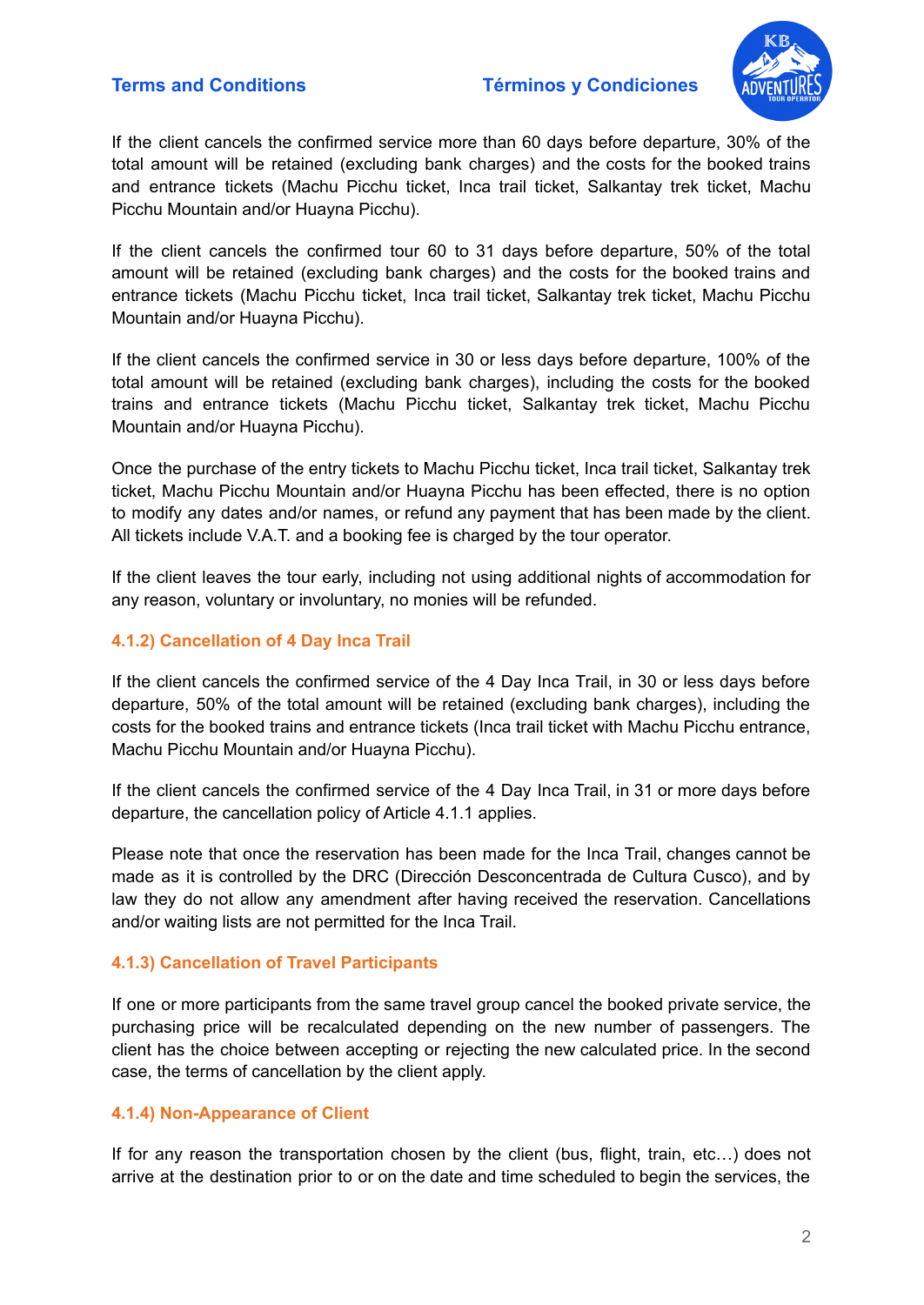If the client cancels the confirmed service more than 60 days before departure, 30% of the total amount will be retained (excluding bank charges) and the costs for the booked trains and entrance tickets (Machu Picchu ticket, Inca trail ticket, Salkantay trek ticket, Machu Picchu Mountain and/or Huayna Picchu).

If the client cancels the confirmed tour 60 to 31 days before departure, 50% of the total amount will be retained (excluding bank charges) and the costs for the booked trains and entrance tickets (Machu Picchu ticket, Inca trail ticket, Salkantay trek ticket, Machu Picchu Mountain and/or Huayna Picchu).

If the client cancels the confirmed service in 30 or less days before departure, 100% of the total amount will be retained (excluding bank charges), including the costs for the booked trains and entrance tickets (Machu Picchu ticket, Salkantay trek ticket, Machu Picchu Mountain and/or Huayna Picchu).

Once the purchase of the entry tickets to Machu Picchu ticket, Inca trail ticket, Salkantay trek ticket, Machu Picchu Mountain and/or Huayna Picchu has been effected, there is no option to modify any dates and/or names, or refund any payment that has been made by the client. All tickets include V.A.T. and a booking fee is charged by the tour operator.

If the client leaves the tour early, including not using additional nights of accommodation for any reason, voluntary or involuntary, no monies will be refunded.

#### 4.1.2) Cancellation of 4 Day Inca Trail

If the client cancels the confirmed service of the 4 Day Inca Trail, in 30 or less days before departure, 50% of the total amount will be retained (excluding bank charges), including the costs for the booked trains and entrance tickets (Inca trail ticket with Machu Picchu entrance, Machu Picchu Mountain and/or Huayna Picchu).

If the client cancels the confirmed service of the 4 Day Inca Trail, in 31 or more days before departure, the cancellation policy of Article 4.1.1 applies.

Please note that once the reservation has been made for the Inca Trail, changes cannot be made as it is controlled by the DRC (Dirección Desconcentrada de Cultura Cusco), and by law they do not allow any amendment after having received the reservation. Cancellations and/or waiting lists are not permitted for the Inca Trail.

#### 4.1.3) Cancellation of Travel Participants

If one or more participants from the same travel group cancel the booked private service, the purchasing price will be recalculated depending on the new number of passengers. The client has the choice between accepting or rejecting the new calculated price. In the second case, the terms of cancellation by the client apply.

#### 4.1.4) Non-Appearance of Client

If for any reason the transportation chosen by the client (bus, flight, train, etc…) does not arrive at the destination prior to or on the date and time scheduled to begin the services, the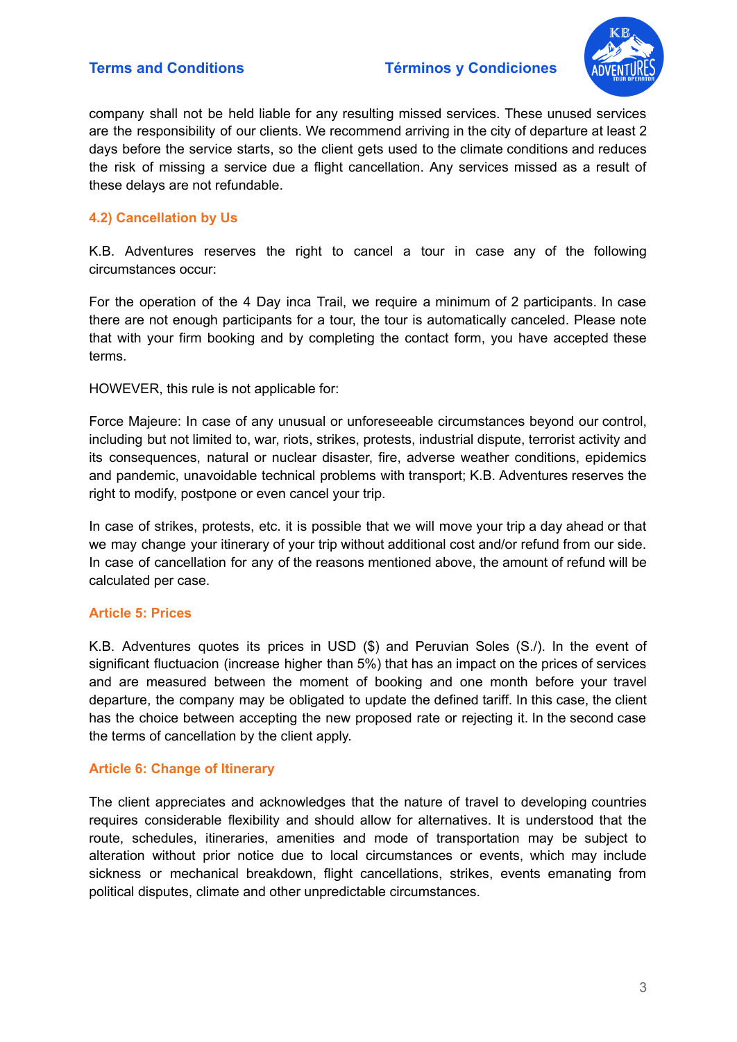company shall not be held liable for any resulting missed services. These unused services are the responsibility of our clients. We recommend arriving in the city of departure at least 2 days before the service starts, so the client gets used to the climate conditions and reduces the risk of missing a service due a flight cancellation. Any services missed as a result of these delays are not refundable.

### 4.2) Cancellation by Us

K.B. Adventures reserves the right to cancel a tour in case any of the following circumstances occur:

For the operation of the 4 Day inca Trail, we require a minimum of 2 participants. In case there are not enough participants for a tour, the tour is automatically canceled. Please note that with your firm booking and by completing the contact form, you have accepted these terms.

HOWEVER, this rule is not applicable for:

Force Majeure: In case of any unusual or unforeseeable circumstances beyond our control, including but not limited to, war, riots, strikes, protests, industrial dispute, terrorist activity and its consequences, natural or nuclear disaster, fire, adverse weather conditions, epidemics and pandemic, unavoidable technical problems with transport; K.B. Adventures reserves the right to modify, postpone or even cancel your trip.

In case of strikes, protests, etc. it is possible that we will move your trip a day ahead or that we may change your itinerary of your trip without additional cost and/or refund from our side. In case of cancellation for any of the reasons mentioned above, the amount of refund will be calculated per case.

## Article 5: Prices

K.B. Adventures quotes its prices in USD ($) and Peruvian Soles (S./). In the event of significant fluctuacion (increase higher than 5%) that has an impact on the prices of services and are measured between the moment of booking and one month before your travel departure, the company may be obligated to update the defined tariff. In this case, the client has the choice between accepting the new proposed rate or rejecting it. In the second case the terms of cancellation by the client apply.

## Article 6: Change of Itinerary

The client appreciates and acknowledges that the nature of travel to developing countries requires considerable flexibility and should allow for alternatives. It is understood that the route, schedules, itineraries, amenities and mode of transportation may be subject to alteration without prior notice due to local circumstances or events, which may include sickness or mechanical breakdown, flight cancellations, strikes, events emanating from political disputes, climate and other unpredictable circumstances.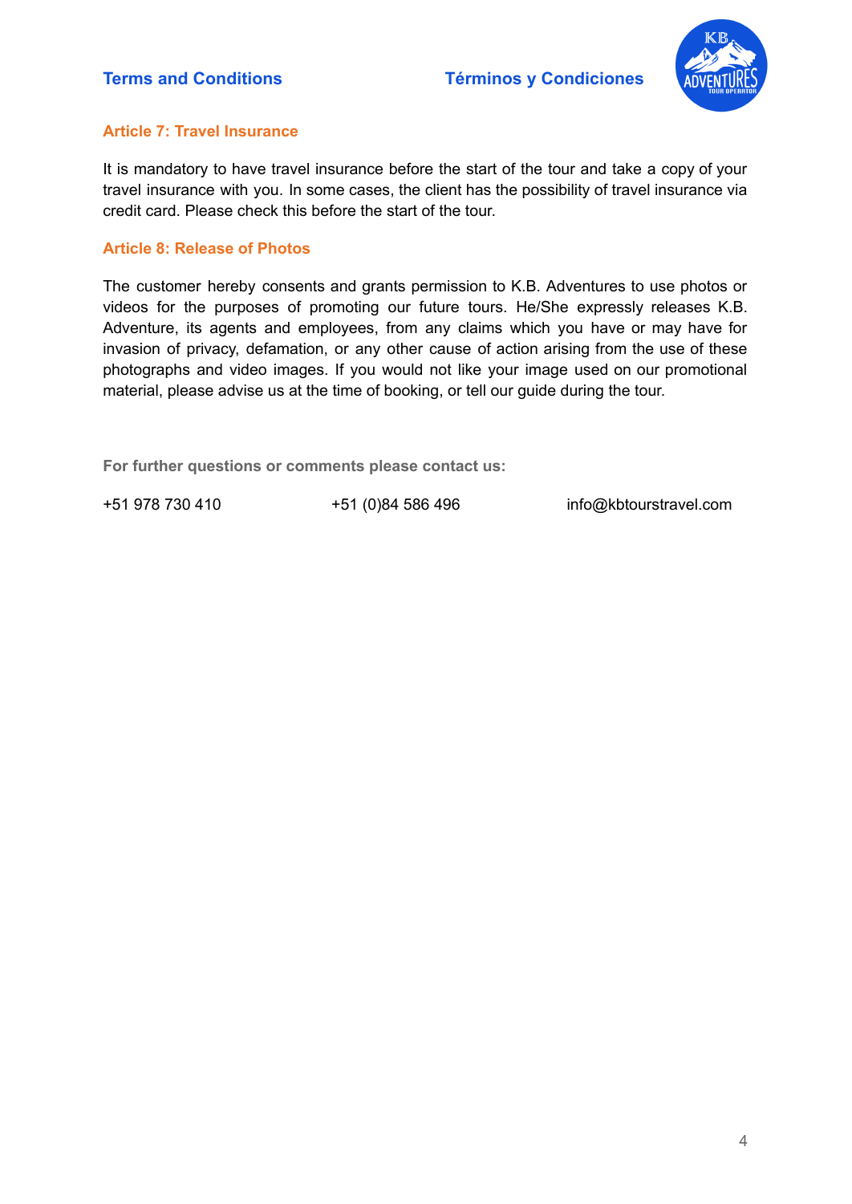## Article 7: Travel Insurance

It is mandatory to have travel insurance before the start of the tour and take a copy of your travel insurance with you. In some cases, the client has the possibility of travel insurance via credit card. Please check this before the start of the tour.

## Article 8: Release of Photos

The customer hereby consents and grants permission to K.B. Adventures to use photos or videos for the purposes of promoting our future tours. He/She expressly releases K.B. Adventure, its agents and employees, from any claims which you have or may have for invasion of privacy, defamation, or any other cause of action arising from the use of these photographs and video images. If you would not like your image used on our promotional material, please advise us at the time of booking, or tell our guide during the tour.

**For further questions or comments please contact us:**

+51 978 730 410    +51 (0)84 586 496    info@kbtourstravel.com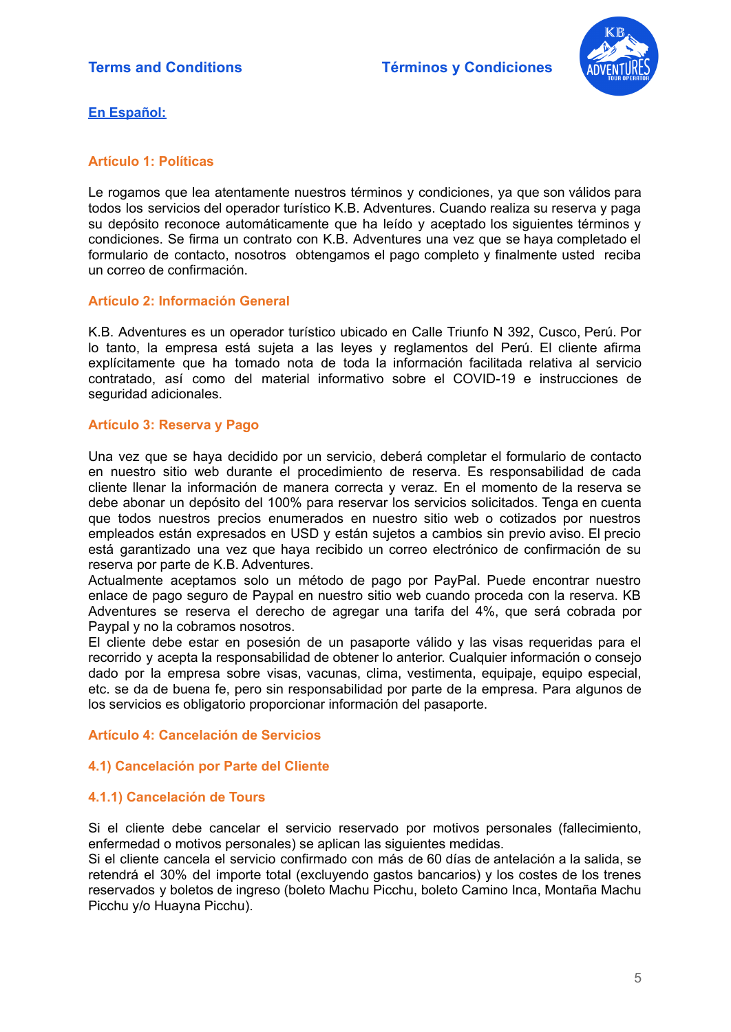Terms and Conditions　　Términos y Condiciones

**En Español:**

## Artículo 1: Políticas

Le rogamos que lea atentamente nuestros términos y condiciones, ya que son válidos para todos los servicios del operador turístico K.B. Adventures. Cuando realiza su reserva y paga su depósito reconoce automáticamente que ha leído y aceptado los siguientes términos y condiciones. Se firma un contrato con K.B. Adventures una vez que se haya completado el formulario de contacto, nosotros obtengamos el pago completo y finalmente usted reciba un correo de confirmación.

## Artículo 2: Información General

K.B. Adventures es un operador turístico ubicado en Calle Triunfo N 392, Cusco, Perú. Por lo tanto, la empresa está sujeta a las leyes y reglamentos del Perú. El cliente afirma explícitamente que ha tomado nota de toda la información facilitada relativa al servicio contratado, así como del material informativo sobre el COVID-19 e instrucciones de seguridad adicionales.

## Artículo 3: Reserva y Pago

Una vez que se haya decidido por un servicio, deberá completar el formulario de contacto en nuestro sitio web durante el procedimiento de reserva. Es responsabilidad de cada cliente llenar la información de manera correcta y veraz. En el momento de la reserva se debe abonar un depósito del 100% para reservar los servicios solicitados. Tenga en cuenta que todos nuestros precios enumerados en nuestro sitio web o cotizados por nuestros empleados están expresados en USD y están sujetos a cambios sin previo aviso. El precio está garantizado una vez que haya recibido un correo electrónico de confirmación de su reserva por parte de K.B. Adventures.

Actualmente aceptamos solo un método de pago por PayPal. Puede encontrar nuestro enlace de pago seguro de Paypal en nuestro sitio web cuando proceda con la reserva. KB Adventures se reserva el derecho de agregar una tarifa del 4%, que será cobrada por Paypal y no la cobramos nosotros.

El cliente debe estar en posesión de un pasaporte válido y las visas requeridas para el recorrido y acepta la responsabilidad de obtener lo anterior. Cualquier información o consejo dado por la empresa sobre visas, vacunas, clima, vestimenta, equipaje, equipo especial, etc. se da de buena fe, pero sin responsabilidad por parte de la empresa. Para algunos de los servicios es obligatorio proporcionar información del pasaporte.

## Artículo 4: Cancelación de Servicios

### 4.1) Cancelación por Parte del Cliente

#### 4.1.1) Cancelación de Tours

Si el cliente debe cancelar el servicio reservado por motivos personales (fallecimiento, enfermedad o motivos personales) se aplican las siguientes medidas.

Si el cliente cancela el servicio confirmado con más de 60 días de antelación a la salida, se retendrá el 30% del importe total (excluyendo gastos bancarios) y los costes de los trenes reservados y boletos de ingreso (boleto Machu Picchu, boleto Camino Inca, Montaña Machu Picchu y/o Huayna Picchu).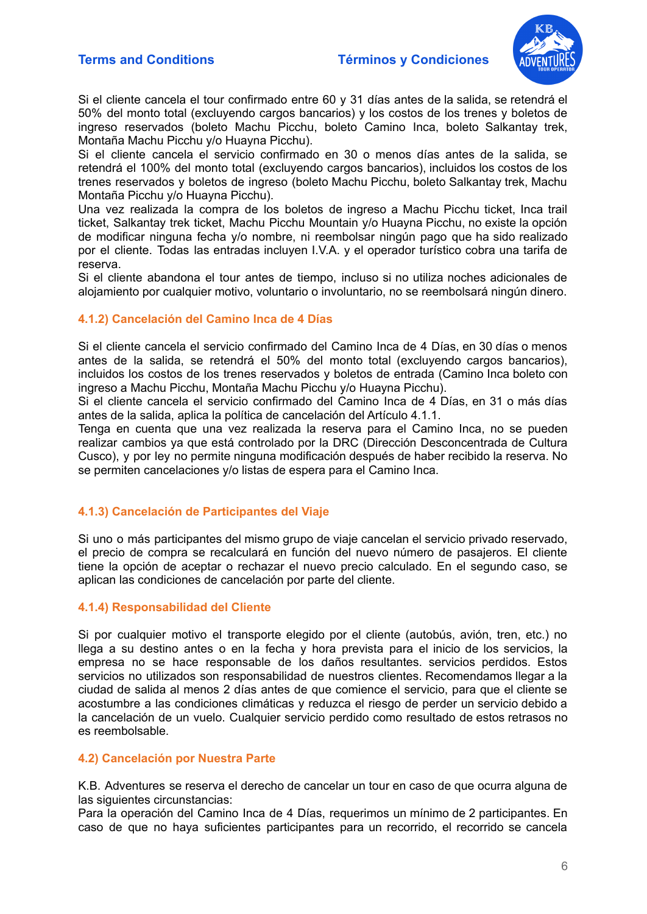Si el cliente cancela el tour confirmado entre 60 y 31 días antes de la salida, se retendrá el 50% del monto total (excluyendo cargos bancarios) y los costos de los trenes y boletos de ingreso reservados (boleto Machu Picchu, boleto Camino Inca, boleto Salkantay trek, Montaña Machu Picchu y/o Huayna Picchu).
Si el cliente cancela el servicio confirmado en 30 o menos días antes de la salida, se retendrá el 100% del monto total (excluyendo cargos bancarios), incluidos los costos de los trenes reservados y boletos de ingreso (boleto Machu Picchu, boleto Salkantay trek, Machu Montaña Picchu y/o Huayna Picchu).
Una vez realizada la compra de los boletos de ingreso a Machu Picchu ticket, Inca trail ticket, Salkantay trek ticket, Machu Picchu Mountain y/o Huayna Picchu, no existe la opción de modificar ninguna fecha y/o nombre, ni reembolsar ningún pago que ha sido realizado por el cliente. Todas las entradas incluyen I.V.A. y el operador turístico cobra una tarifa de reserva.
Si el cliente abandona el tour antes de tiempo, incluso si no utiliza noches adicionales de alojamiento por cualquier motivo, voluntario o involuntario, no se reembolsará ningún dinero.

#### 4.1.2) Cancelación del Camino Inca de 4 Días

Si el cliente cancela el servicio confirmado del Camino Inca de 4 Días, en 30 días o menos antes de la salida, se retendrá el 50% del monto total (excluyendo cargos bancarios), incluidos los costos de los trenes reservados y boletos de entrada (Camino Inca boleto con ingreso a Machu Picchu, Montaña Machu Picchu y/o Huayna Picchu).
Si el cliente cancela el servicio confirmado del Camino Inca de 4 Días, en 31 o más días antes de la salida, aplica la política de cancelación del Artículo 4.1.1.
Tenga en cuenta que una vez realizada la reserva para el Camino Inca, no se pueden realizar cambios ya que está controlado por la DRC (Dirección Desconcentrada de Cultura Cusco), y por ley no permite ninguna modificación después de haber recibido la reserva. No se permiten cancelaciones y/o listas de espera para el Camino Inca.

#### 4.1.3) Cancelación de Participantes del Viaje

Si uno o más participantes del mismo grupo de viaje cancelan el servicio privado reservado, el precio de compra se recalculará en función del nuevo número de pasajeros. El cliente tiene la opción de aceptar o rechazar el nuevo precio calculado. En el segundo caso, se aplican las condiciones de cancelación por parte del cliente.

#### 4.1.4) Responsabilidad del Cliente

Si por cualquier motivo el transporte elegido por el cliente (autobús, avión, tren, etc.) no llega a su destino antes o en la fecha y hora prevista para el inicio de los servicios, la empresa no se hace responsable de los daños resultantes. servicios perdidos. Estos servicios no utilizados son responsabilidad de nuestros clientes. Recomendamos llegar a la ciudad de salida al menos 2 días antes de que comience el servicio, para que el cliente se acostumbre a las condiciones climáticas y reduzca el riesgo de perder un servicio debido a la cancelación de un vuelo. Cualquier servicio perdido como resultado de estos retrasos no es reembolsable.

### 4.2) Cancelación por Nuestra Parte

K.B. Adventures se reserva el derecho de cancelar un tour en caso de que ocurra alguna de las siguientes circunstancias:
Para la operación del Camino Inca de 4 Días, requerimos un mínimo de 2 participantes. En caso de que no haya suficientes participantes para un recorrido, el recorrido se cancela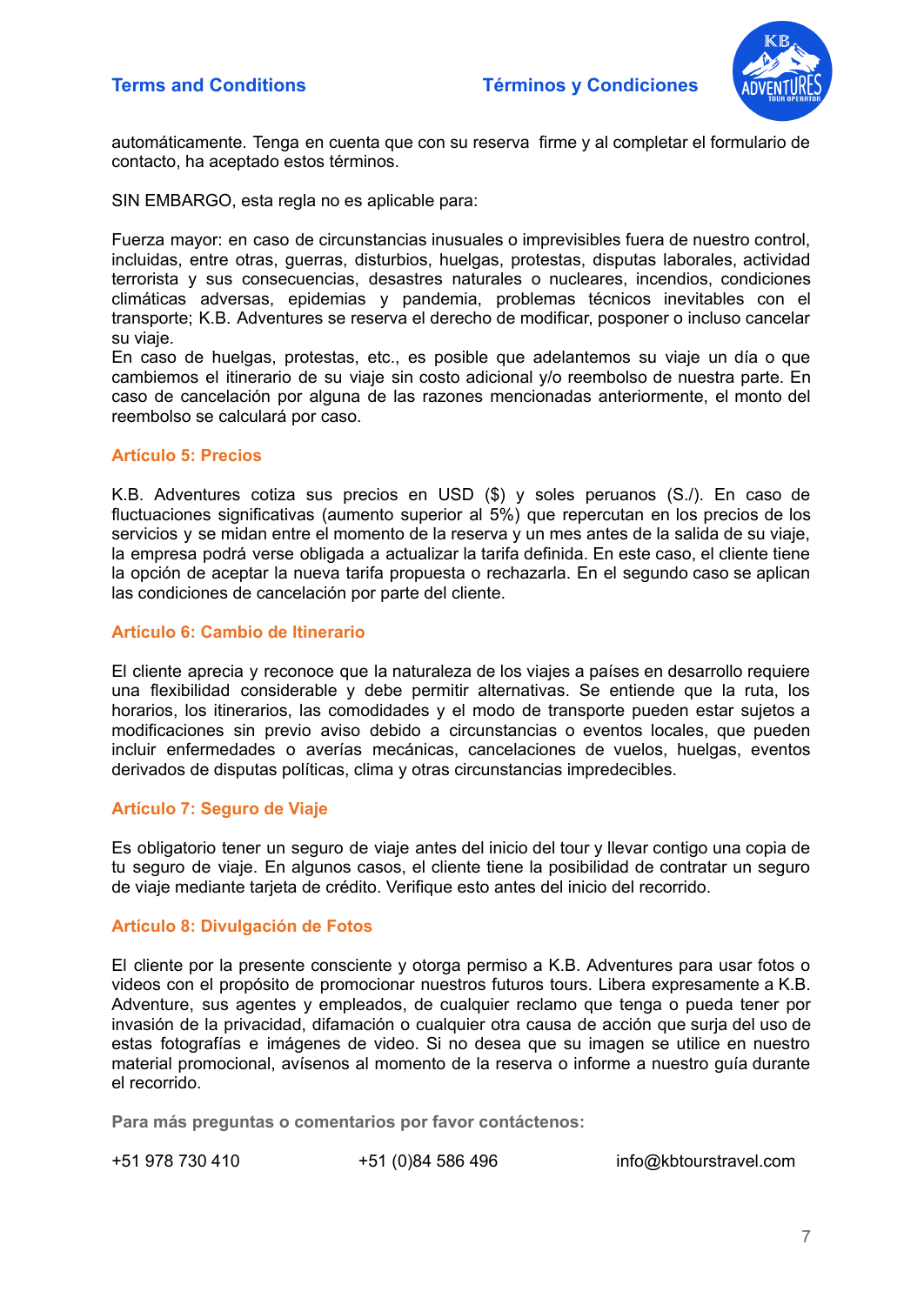automáticamente. Tenga en cuenta que con su reserva firme y al completar el formulario de contacto, ha aceptado estos términos.

SIN EMBARGO, esta regla no es aplicable para:

Fuerza mayor: en caso de circunstancias inusuales o imprevisibles fuera de nuestro control, incluidas, entre otras, guerras, disturbios, huelgas, protestas, disputas laborales, actividad terrorista y sus consecuencias, desastres naturales o nucleares, incendios, condiciones climáticas adversas, epidemias y pandemia, problemas técnicos inevitables con el transporte; K.B. Adventures se reserva el derecho de modificar, posponer o incluso cancelar su viaje.
En caso de huelgas, protestas, etc., es posible que adelantemos su viaje un día o que cambiemos el itinerario de su viaje sin costo adicional y/o reembolso de nuestra parte. En caso de cancelación por alguna de las razones mencionadas anteriormente, el monto del reembolso se calculará por caso.

## Artículo 5: Precios

K.B. Adventures cotiza sus precios en USD ($) y soles peruanos (S./). En caso de fluctuaciones significativas (aumento superior al 5%) que repercutan en los precios de los servicios y se midan entre el momento de la reserva y un mes antes de la salida de su viaje, la empresa podrá verse obligada a actualizar la tarifa definida. En este caso, el cliente tiene la opción de aceptar la nueva tarifa propuesta o rechazarla. En el segundo caso se aplican las condiciones de cancelación por parte del cliente.

## Artículo 6: Cambio de Itinerario

El cliente aprecia y reconoce que la naturaleza de los viajes a países en desarrollo requiere una flexibilidad considerable y debe permitir alternativas. Se entiende que la ruta, los horarios, los itinerarios, las comodidades y el modo de transporte pueden estar sujetos a modificaciones sin previo aviso debido a circunstancias o eventos locales, que pueden incluir enfermedades o averías mecánicas, cancelaciones de vuelos, huelgas, eventos derivados de disputas políticas, clima y otras circunstancias impredecibles.

## Artículo 7: Seguro de Viaje

Es obligatorio tener un seguro de viaje antes del inicio del tour y llevar contigo una copia de tu seguro de viaje. En algunos casos, el cliente tiene la posibilidad de contratar un seguro de viaje mediante tarjeta de crédito. Verifique esto antes del inicio del recorrido.

## Artículo 8: Divulgación de Fotos

El cliente por la presente consciente y otorga permiso a K.B. Adventures para usar fotos o videos con el propósito de promocionar nuestros futuros tours. Libera expresamente a K.B. Adventure, sus agentes y empleados, de cualquier reclamo que tenga o pueda tener por invasión de la privacidad, difamación o cualquier otra causa de acción que surja del uso de estas fotografías e imágenes de video. Si no desea que su imagen se utilice en nuestro material promocional, avísenos al momento de la reserva o informe a nuestro guía durante el recorrido.

**Para más preguntas o comentarios por favor contáctenos:**

+51 978 730 410    +51 (0)84 586 496    info@kbtourstravel.com